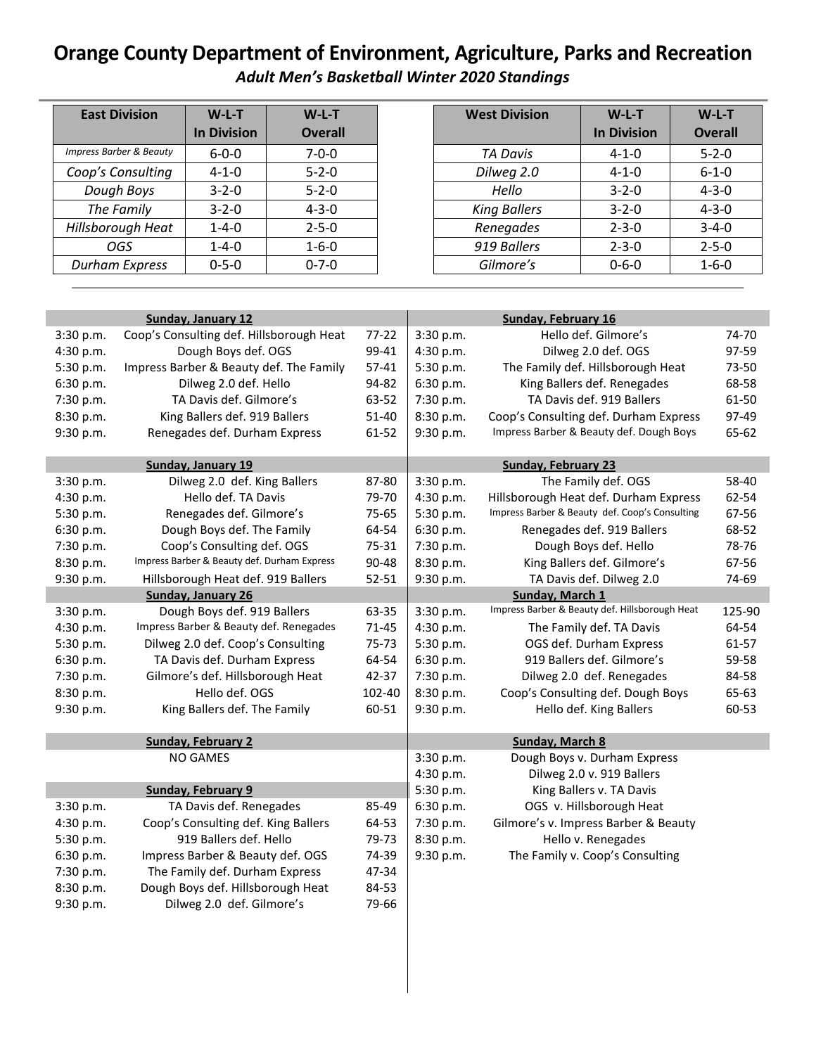# Orange County Department of Environment, Agriculture, Parks and Recreation

## *Adult Men's Basketball Winter 2020 Standings*

| East Division | W-L-T In Division | W-L-T Overall |
|---|---|---|
| *Impress Barber & Beauty* | 6-0-0 | 7-0-0 |
| *Coop's Consulting* | 4-1-0 | 5-2-0 |
| *Dough Boys* | 3-2-0 | 5-2-0 |
| *The Family* | 3-2-0 | 4-3-0 |
| *Hillsborough Heat* | 1-4-0 | 2-5-0 |
| *OGS* | 1-4-0 | 1-6-0 |
| *Durham Express* | 0-5-0 | 0-7-0 |

| West Division | W-L-T In Division | W-L-T Overall |
|---|---|---|
| *TA Davis* | 4-1-0 | 5-2-0 |
| *Dilweg 2.0* | 4-1-0 | 6-1-0 |
| *Hello* | 3-2-0 | 4-3-0 |
| *King Ballers* | 3-2-0 | 4-3-0 |
| *Renegades* | 2-3-0 | 3-4-0 |
| *919 Ballers* | 2-3-0 | 2-5-0 |
| *Gilmore's* | 0-6-0 | 1-6-0 |

### Sunday, January 12

| Time | Game | Score |
|---|---|---|
| 3:30 p.m. | Coop's Consulting def. Hillsborough Heat | 77-22 |
| 4:30 p.m. | Dough Boys def. OGS | 99-41 |
| 5:30 p.m. | Impress Barber & Beauty def. The Family | 57-41 |
| 6:30 p.m. | Dilweg 2.0 def. Hello | 94-82 |
| 7:30 p.m. | TA Davis def. Gilmore's | 63-52 |
| 8:30 p.m. | King Ballers def. 919 Ballers | 51-40 |
| 9:30 p.m. | Renegades def. Durham Express | 61-52 |

### Sunday, January 19

| Time | Game | Score |
|---|---|---|
| 3:30 p.m. | Dilweg 2.0 def. King Ballers | 87-80 |
| 4:30 p.m. | Hello def. TA Davis | 79-70 |
| 5:30 p.m. | Renegades def. Gilmore's | 75-65 |
| 6:30 p.m. | Dough Boys def. The Family | 64-54 |
| 7:30 p.m. | Coop's Consulting def. OGS | 75-31 |
| 8:30 p.m. | Impress Barber & Beauty def. Durham Express | 90-48 |
| 9:30 p.m. | Hillsborough Heat def. 919 Ballers | 52-51 |

### Sunday, January 26

| Time | Game | Score |
|---|---|---|
| 3:30 p.m. | Dough Boys def. 919 Ballers | 63-35 |
| 4:30 p.m. | Impress Barber & Beauty def. Renegades | 71-45 |
| 5:30 p.m. | Dilweg 2.0 def. Coop's Consulting | 75-73 |
| 6:30 p.m. | TA Davis def. Durham Express | 64-54 |
| 7:30 p.m. | Gilmore's def. Hillsborough Heat | 42-37 |
| 8:30 p.m. | Hello def. OGS | 102-40 |
| 9:30 p.m. | King Ballers def. The Family | 60-51 |

### Sunday, February 2

NO GAMES

### Sunday, February 9

| Time | Game | Score |
|---|---|---|
| 3:30 p.m. | TA Davis def. Renegades | 85-49 |
| 4:30 p.m. | Coop's Consulting def. King Ballers | 64-53 |
| 5:30 p.m. | 919 Ballers def. Hello | 79-73 |
| 6:30 p.m. | Impress Barber & Beauty def. OGS | 74-39 |
| 7:30 p.m. | The Family def. Durham Express | 47-34 |
| 8:30 p.m. | Dough Boys def. Hillsborough Heat | 84-53 |
| 9:30 p.m. | Dilweg 2.0 def. Gilmore's | 79-66 |

### Sunday, February 16

| Time | Game | Score |
|---|---|---|
| 3:30 p.m. | Hello def. Gilmore's | 74-70 |
| 4:30 p.m. | Dilweg 2.0 def. OGS | 97-59 |
| 5:30 p.m. | The Family def. Hillsborough Heat | 73-50 |
| 6:30 p.m. | King Ballers def. Renegades | 68-58 |
| 7:30 p.m. | TA Davis def. 919 Ballers | 61-50 |
| 8:30 p.m. | Coop's Consulting def. Durham Express | 97-49 |
| 9:30 p.m. | Impress Barber & Beauty def. Dough Boys | 65-62 |

### Sunday, February 23

| Time | Game | Score |
|---|---|---|
| 3:30 p.m. | The Family def. OGS | 58-40 |
| 4:30 p.m. | Hillsborough Heat def. Durham Express | 62-54 |
| 5:30 p.m. | Impress Barber & Beauty def. Coop's Consulting | 67-56 |
| 6:30 p.m. | Renegades def. 919 Ballers | 68-52 |
| 7:30 p.m. | Dough Boys def. Hello | 78-76 |
| 8:30 p.m. | King Ballers def. Gilmore's | 67-56 |
| 9:30 p.m. | TA Davis def. Dilweg 2.0 | 74-69 |

### Sunday, March 1

| Time | Game | Score |
|---|---|---|
| 3:30 p.m. | Impress Barber & Beauty def. Hillsborough Heat | 125-90 |
| 4:30 p.m. | The Family def. TA Davis | 64-54 |
| 5:30 p.m. | OGS def. Durham Express | 61-57 |
| 6:30 p.m. | 919 Ballers def. Gilmore's | 59-58 |
| 7:30 p.m. | Dilweg 2.0 def. Renegades | 84-58 |
| 8:30 p.m. | Coop's Consulting def. Dough Boys | 65-63 |
| 9:30 p.m. | Hello def. King Ballers | 60-53 |

### Sunday, March 8

| Time | Game |
|---|---|
| 3:30 p.m. | Dough Boys v. Durham Express |
| 4:30 p.m. | Dilweg 2.0 v. 919 Ballers |
| 5:30 p.m. | King Ballers v. TA Davis |
| 6:30 p.m. | OGS v. Hillsborough Heat |
| 7:30 p.m. | Gilmore's v. Impress Barber & Beauty |
| 8:30 p.m. | Hello v. Renegades |
| 9:30 p.m. | The Family v. Coop's Consulting |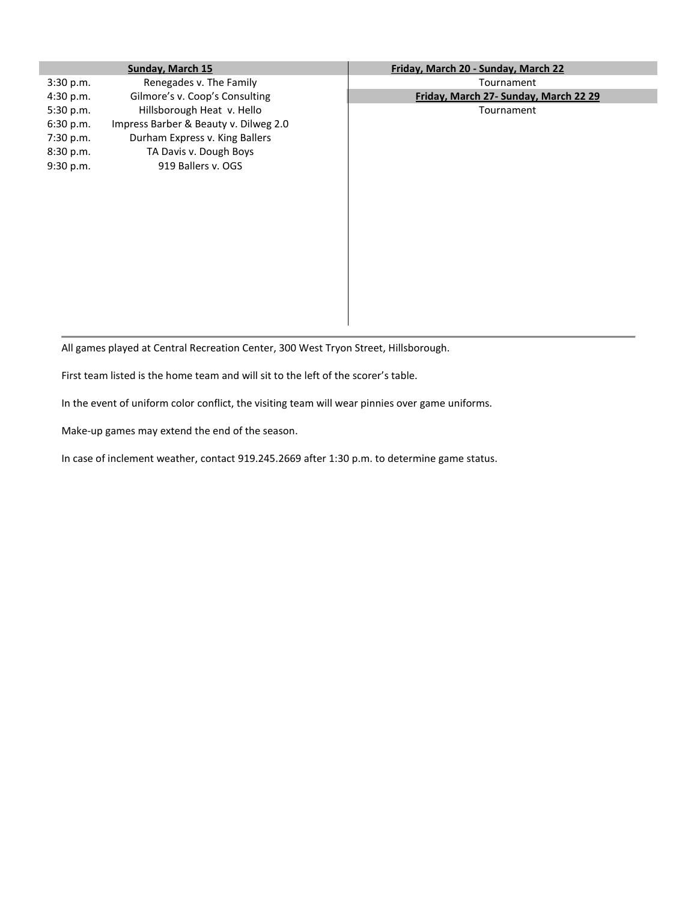| Sunday, March 15 | |
| --- | --- |
| 3:30 p.m. | Renegades v. The Family |
| 4:30 p.m. | Gilmore's v. Coop's Consulting |
| 5:30 p.m. | Hillsborough Heat v. Hello |
| 6:30 p.m. | Impress Barber & Beauty v. Dilweg 2.0 |
| 7:30 p.m. | Durham Express v. King Ballers |
| 8:30 p.m. | TA Davis v. Dough Boys |
| 9:30 p.m. | 919 Ballers v. OGS |

| Friday, March 20 - Sunday, March 22 |
| --- |
| Tournament |
| **Friday, March 27- Sunday, March 22 29** |
| Tournament |

---

All games played at Central Recreation Center, 300 West Tryon Street, Hillsborough.

First team listed is the home team and will sit to the left of the scorer's table.

In the event of uniform color conflict, the visiting team will wear pinnies over game uniforms.

Make-up games may extend the end of the season.

In case of inclement weather, contact 919.245.2669 after 1:30 p.m. to determine game status.